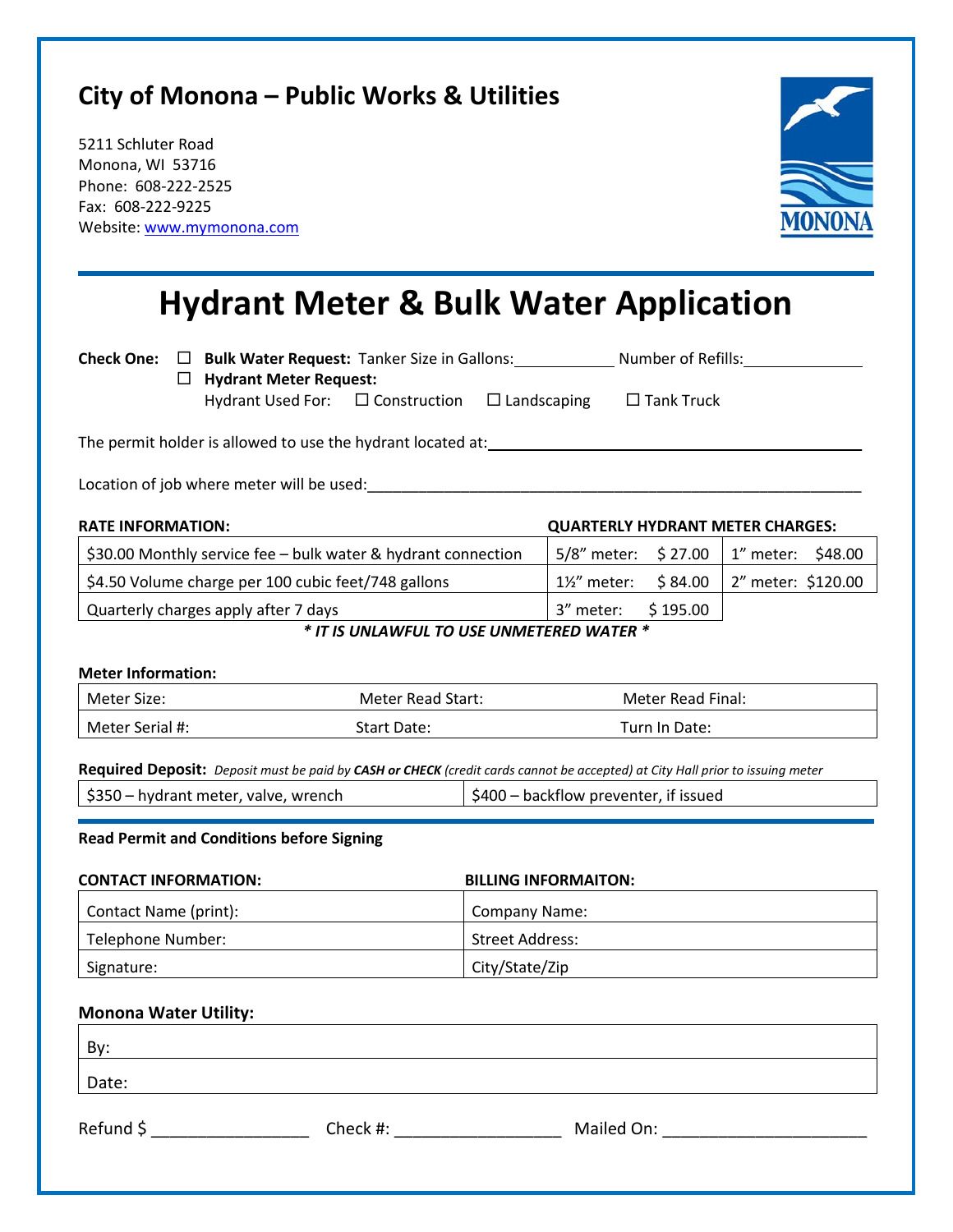## City of Monona – Public Works & Utilities

5211 Schluter Road
Monona, WI 53716
Phone: 608-222-2525
Fax: 608-222-9225
Website: www.mymonona.com

# Hydrant Meter & Bulk Water Application

**Check One:** ☐ **Bulk Water Request:** Tanker Size in Gallons:____________ Number of Refills:______________
☐ **Hydrant Meter Request:**
Hydrant Used For: ☐ Construction ☐ Landscaping ☐ Tank Truck

The permit holder is allowed to use the hydrant located at:______________________________________________

Location of job where meter will be used:____________________________________________________________

**RATE INFORMATION:** / **QUARTERLY HYDRANT METER CHARGES:**

| RATE INFORMATION | QUARTERLY HYDRANT METER CHARGES | |
|---|---|---|
| $30.00 Monthly service fee – bulk water & hydrant connection | 5/8" meter: $ 27.00 | 1" meter: $48.00 |
| $4.50 Volume charge per 100 cubic feet/748 gallons | 1½" meter: $ 84.00 | 2" meter: $120.00 |
| Quarterly charges apply after 7 days | 3" meter: $ 195.00 | |

***\* IT IS UNLAWFUL TO USE UNMETERED WATER \****

**Meter Information:**

| | | |
|---|---|---|
| Meter Size: | Meter Read Start: | Meter Read Final: |
| Meter Serial #: | Start Date: | Turn In Date: |

**Required Deposit:** *Deposit must be paid by* ***CASH or CHECK*** *(credit cards cannot be accepted) at City Hall prior to issuing meter*

| | |
|---|---|
| $350 – hydrant meter, valve, wrench | $400 – backflow preventer, if issued |

**Read Permit and Conditions before Signing**

| CONTACT INFORMATION: | BILLING INFORMAITON: |
|---|---|
| Contact Name (print): | Company Name: |
| Telephone Number: | Street Address: |
| Signature: | City/State/Zip |

**Monona Water Utility:**

| |
|---|
| By: |
| Date: |

Refund $ _________________ Check #: _________________ Mailed On: _____________________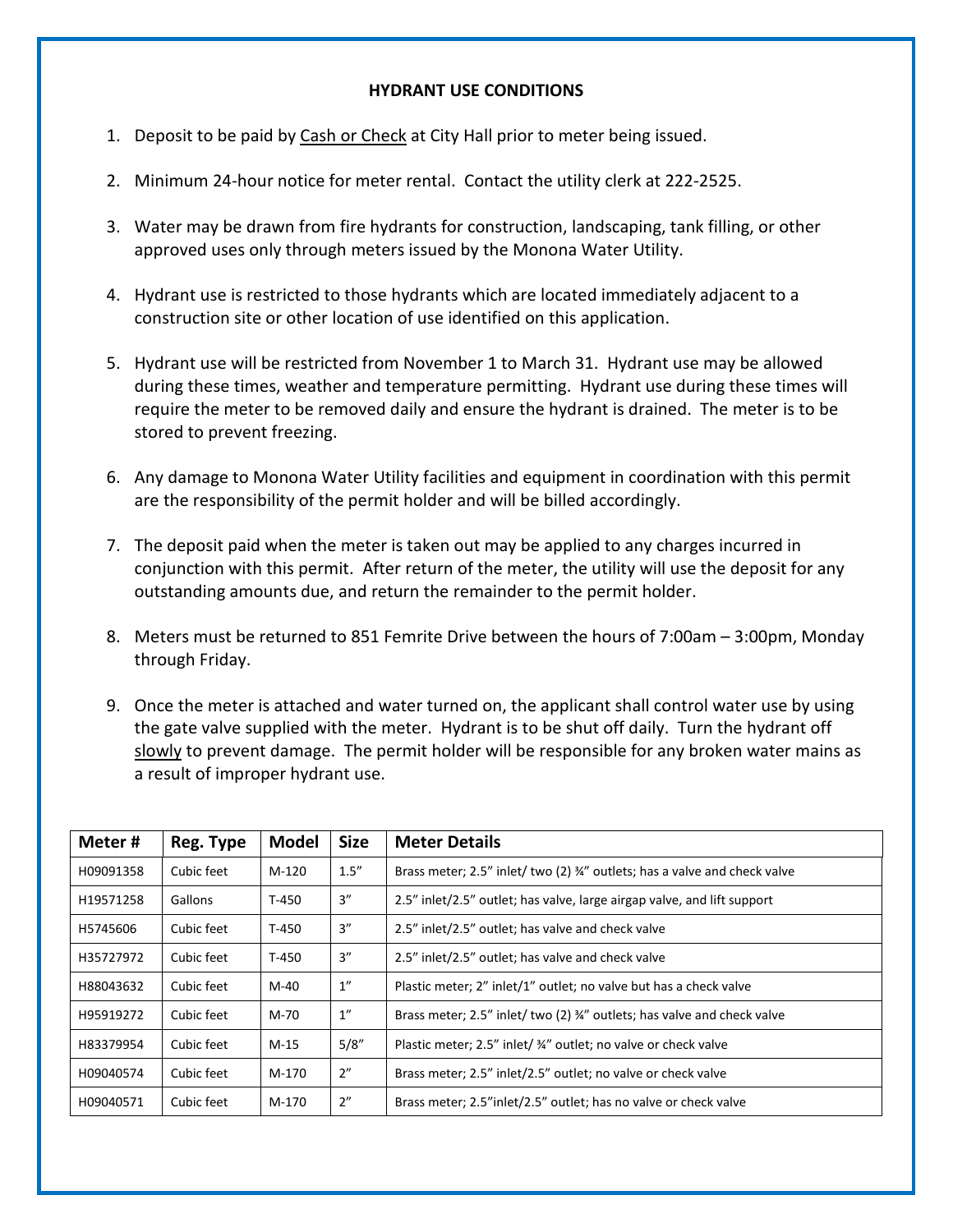## HYDRANT USE CONDITIONS

1. Deposit to be paid by Cash or Check at City Hall prior to meter being issued.
2. Minimum 24-hour notice for meter rental. Contact the utility clerk at 222-2525.
3. Water may be drawn from fire hydrants for construction, landscaping, tank filling, or other approved uses only through meters issued by the Monona Water Utility.
4. Hydrant use is restricted to those hydrants which are located immediately adjacent to a construction site or other location of use identified on this application.
5. Hydrant use will be restricted from November 1 to March 31. Hydrant use may be allowed during these times, weather and temperature permitting. Hydrant use during these times will require the meter to be removed daily and ensure the hydrant is drained. The meter is to be stored to prevent freezing.
6. Any damage to Monona Water Utility facilities and equipment in coordination with this permit are the responsibility of the permit holder and will be billed accordingly.
7. The deposit paid when the meter is taken out may be applied to any charges incurred in conjunction with this permit. After return of the meter, the utility will use the deposit for any outstanding amounts due, and return the remainder to the permit holder.
8. Meters must be returned to 851 Femrite Drive between the hours of 7:00am – 3:00pm, Monday through Friday.
9. Once the meter is attached and water turned on, the applicant shall control water use by using the gate valve supplied with the meter. Hydrant is to be shut off daily. Turn the hydrant off slowly to prevent damage. The permit holder will be responsible for any broken water mains as a result of improper hydrant use.

| Meter # | Reg. Type | Model | Size | Meter Details |
|---|---|---|---|---|
| H09091358 | Cubic feet | M-120 | 1.5" | Brass meter; 2.5" inlet/ two (2) ¾" outlets; has a valve and check valve |
| H19571258 | Gallons | T-450 | 3" | 2.5" inlet/2.5" outlet; has valve, large airgap valve, and lift support |
| H5745606 | Cubic feet | T-450 | 3" | 2.5" inlet/2.5" outlet; has valve and check valve |
| H35727972 | Cubic feet | T-450 | 3" | 2.5" inlet/2.5" outlet; has valve and check valve |
| H88043632 | Cubic feet | M-40 | 1" | Plastic meter; 2" inlet/1" outlet; no valve but has a check valve |
| H95919272 | Cubic feet | M-70 | 1" | Brass meter; 2.5" inlet/ two (2) ¾" outlets; has valve and check valve |
| H83379954 | Cubic feet | M-15 | 5/8" | Plastic meter; 2.5" inlet/ ¾" outlet; no valve or check valve |
| H09040574 | Cubic feet | M-170 | 2" | Brass meter; 2.5" inlet/2.5" outlet; no valve or check valve |
| H09040571 | Cubic feet | M-170 | 2" | Brass meter; 2.5"inlet/2.5" outlet; has no valve or check valve |